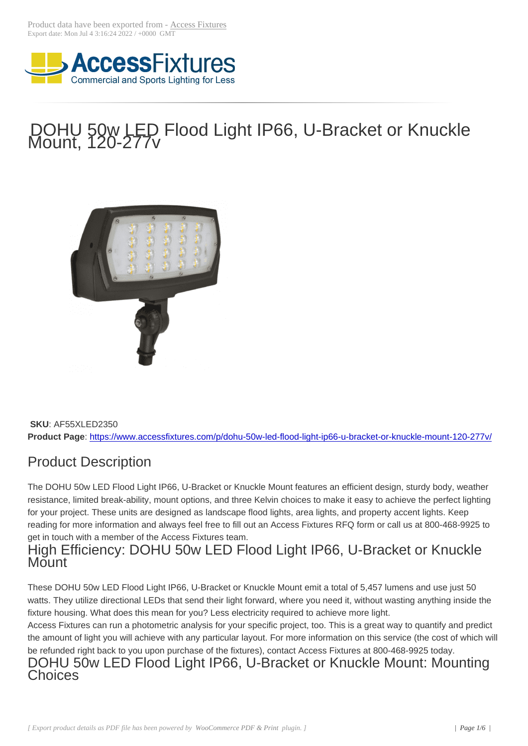Product data have been exported from - Access Fixtures
Export date: Mon Jul 4 3:16:24 2022 / +0000 GMT

# DOHU 50w LED Flood Light IP66, U-Bracket or Knuckle Mount, 120-277v

**SKU**: AF55XLED2350
**Product Page**: https://www.accessfixtures.com/p/dohu-50w-led-flood-light-ip66-u-bracket-or-knuckle-mount-120-277v/

## Product Description

The DOHU 50w LED Flood Light IP66, U-Bracket or Knuckle Mount features an efficient design, sturdy body, weather resistance, limited break-ability, mount options, and three Kelvin choices to make it easy to achieve the perfect lighting for your project. These units are designed as landscape flood lights, area lights, and property accent lights. Keep reading for more information and always feel free to fill out an Access Fixtures RFQ form or call us at 800-468-9925 to get in touch with a member of the Access Fixtures team.

## High Efficiency: DOHU 50w LED Flood Light IP66, U-Bracket or Knuckle Mount

These DOHU 50w LED Flood Light IP66, U-Bracket or Knuckle Mount emit a total of 5,457 lumens and use just 50 watts. They utilize directional LEDs that send their light forward, where you need it, without wasting anything inside the fixture housing. What does this mean for you? Less electricity required to achieve more light.

Access Fixtures can run a photometric analysis for your specific project, too. This is a great way to quantify and predict the amount of light you will achieve with any particular layout. For more information on this service (the cost of which will be refunded right back to you upon purchase of the fixtures), contact Access Fixtures at 800-468-9925 today.

## DOHU 50w LED Flood Light IP66, U-Bracket or Knuckle Mount: Mounting Choices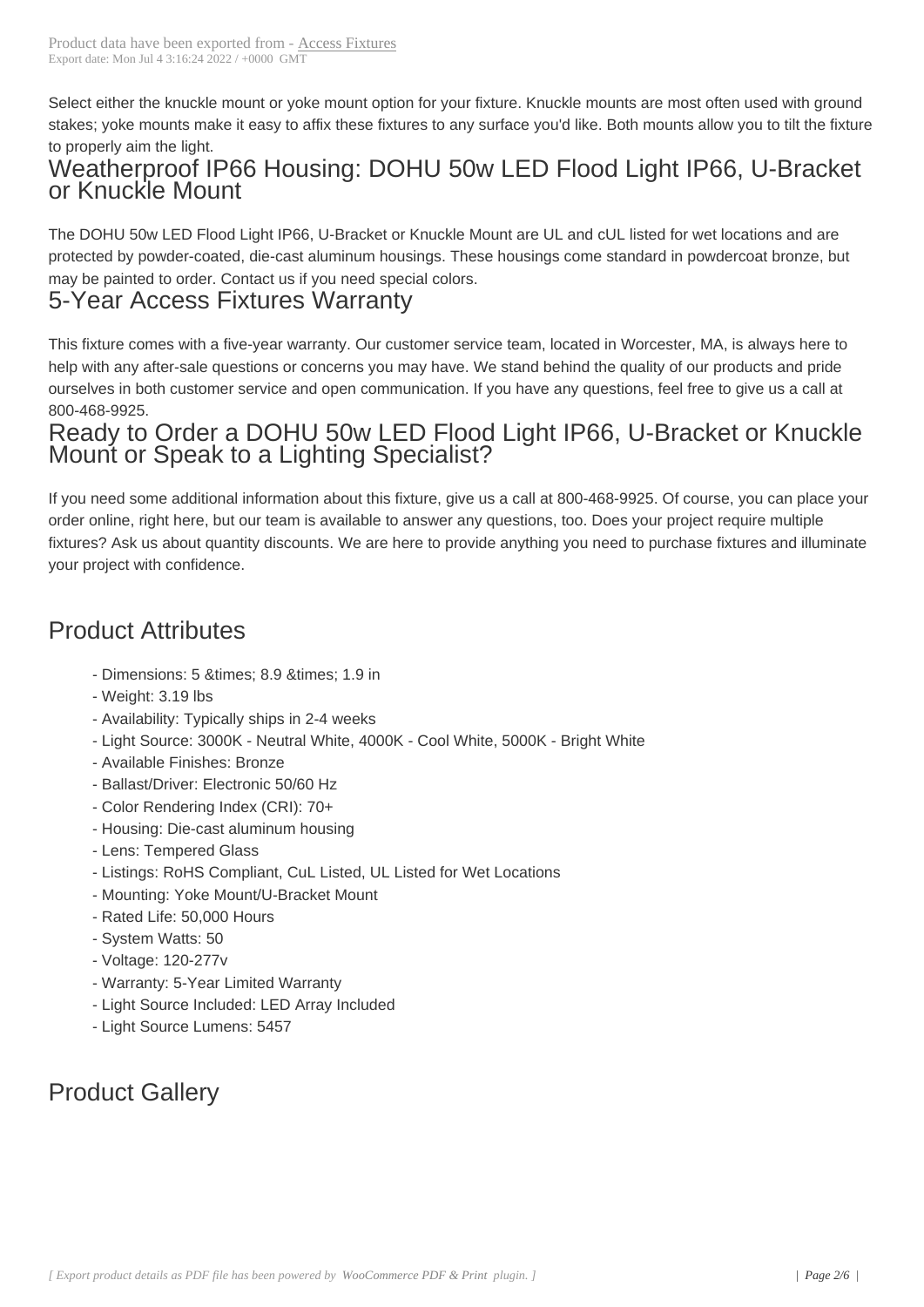Select either the knuckle mount or yoke mount option for your fixture. Knuckle mounts are most often used with ground stakes; yoke mounts make it easy to affix these fixtures to any surface you'd like. Both mounts allow you to tilt the fixture to properly aim the light.

## Weatherproof IP66 Housing: DOHU 50w LED Flood Light IP66, U-Bracket or Knuckle Mount

The DOHU 50w LED Flood Light IP66, U-Bracket or Knuckle Mount are UL and cUL listed for wet locations and are protected by powder-coated, die-cast aluminum housings. These housings come standard in powdercoat bronze, but may be painted to order. Contact us if you need special colors.

## 5-Year Access Fixtures Warranty

This fixture comes with a five-year warranty. Our customer service team, located in Worcester, MA, is always here to help with any after-sale questions or concerns you may have. We stand behind the quality of our products and pride ourselves in both customer service and open communication. If you have any questions, feel free to give us a call at 800-468-9925.

## Ready to Order a DOHU 50w LED Flood Light IP66, U-Bracket or Knuckle Mount or Speak to a Lighting Specialist?

If you need some additional information about this fixture, give us a call at 800-468-9925. Of course, you can place your order online, right here, but our team is available to answer any questions, too. Does your project require multiple fixtures? Ask us about quantity discounts. We are here to provide anything you need to purchase fixtures and illuminate your project with confidence.

# Product Attributes

- Dimensions: 5 &times; 8.9 &times; 1.9 in
- Weight: 3.19 lbs
- Availability: Typically ships in 2-4 weeks
- Light Source: 3000K - Neutral White, 4000K - Cool White, 5000K - Bright White
- Available Finishes: Bronze
- Ballast/Driver: Electronic 50/60 Hz
- Color Rendering Index (CRI): 70+
- Housing: Die-cast aluminum housing
- Lens: Tempered Glass
- Listings: RoHS Compliant, CuL Listed, UL Listed for Wet Locations
- Mounting: Yoke Mount/U-Bracket Mount
- Rated Life: 50,000 Hours
- System Watts: 50
- Voltage: 120-277v
- Warranty: 5-Year Limited Warranty
- Light Source Included: LED Array Included
- Light Source Lumens: 5457

# Product Gallery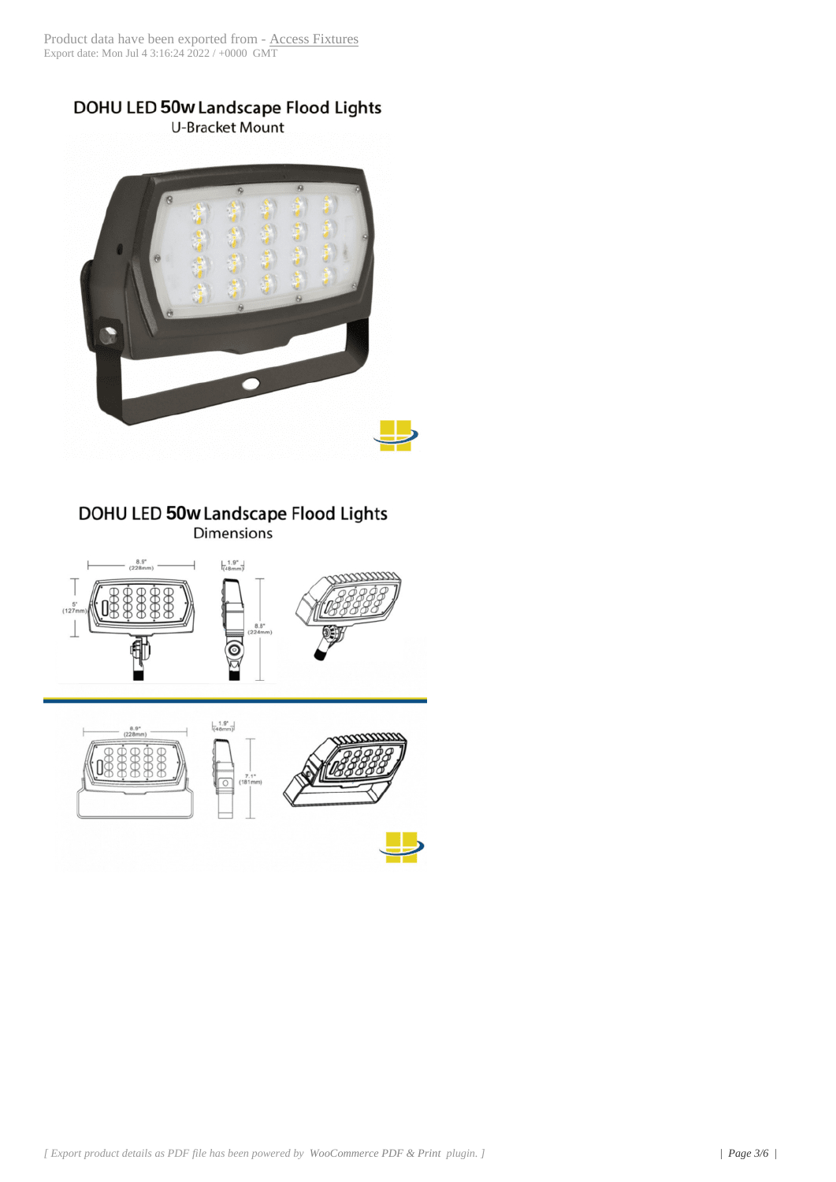DOHU LED 50w Landscape Flood Lights

U-Bracket Mount

DOHU LED 50w Landscape Flood Lights

Dimensions

8.9" (228mm)

1.9" (48mm)

5" (127mm)

8.8" (224mm)

8.9" (228mm)

1.9" (48mm)

7.1" (181mm)